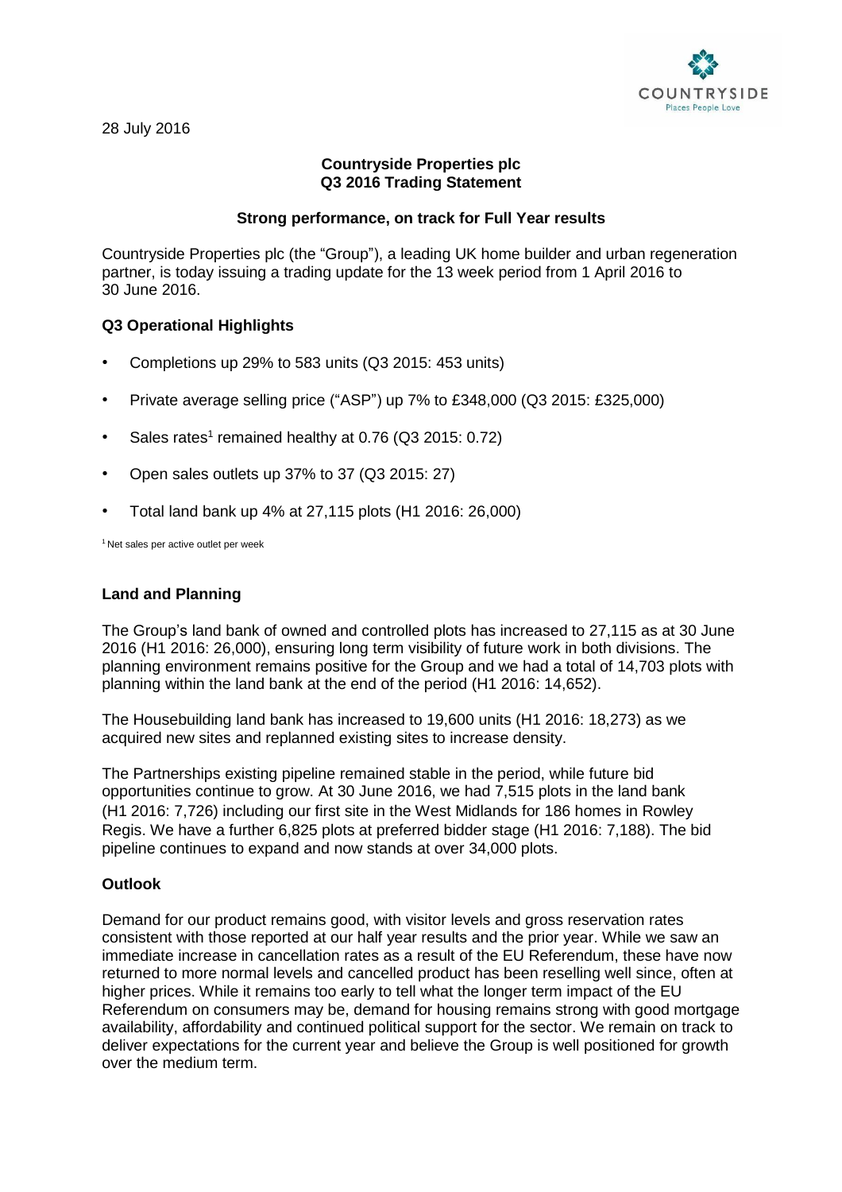28 July 2016

**Countryside Properties plc**
**Q3 2016 Trading Statement**

**Strong performance, on track for Full Year results**

Countryside Properties plc (the "Group"), a leading UK home builder and urban regeneration partner, is today issuing a trading update for the 13 week period from 1 April 2016 to 30 June 2016.

## Q3 Operational Highlights

- Completions up 29% to 583 units (Q3 2015: 453 units)
- Private average selling price ("ASP") up 7% to £348,000 (Q3 2015: £325,000)
- Sales rates[1] remained healthy at 0.76 (Q3 2015: 0.72)
- Open sales outlets up 37% to 37 (Q3 2015: 27)
- Total land bank up 4% at 27,115 plots (H1 2016: 26,000)

[1] Net sales per active outlet per week

## Land and Planning

The Group's land bank of owned and controlled plots has increased to 27,115 as at 30 June 2016 (H1 2016: 26,000), ensuring long term visibility of future work in both divisions. The planning environment remains positive for the Group and we had a total of 14,703 plots with planning within the land bank at the end of the period (H1 2016: 14,652).

The Housebuilding land bank has increased to 19,600 units (H1 2016: 18,273) as we acquired new sites and replanned existing sites to increase density.

The Partnerships existing pipeline remained stable in the period, while future bid opportunities continue to grow. At 30 June 2016, we had 7,515 plots in the land bank (H1 2016: 7,726) including our first site in the West Midlands for 186 homes in Rowley Regis. We have a further 6,825 plots at preferred bidder stage (H1 2016: 7,188). The bid pipeline continues to expand and now stands at over 34,000 plots.

## Outlook

Demand for our product remains good, with visitor levels and gross reservation rates consistent with those reported at our half year results and the prior year. While we saw an immediate increase in cancellation rates as a result of the EU Referendum, these have now returned to more normal levels and cancelled product has been reselling well since, often at higher prices. While it remains too early to tell what the longer term impact of the EU Referendum on consumers may be, demand for housing remains strong with good mortgage availability, affordability and continued political support for the sector. We remain on track to deliver expectations for the current year and believe the Group is well positioned for growth over the medium term.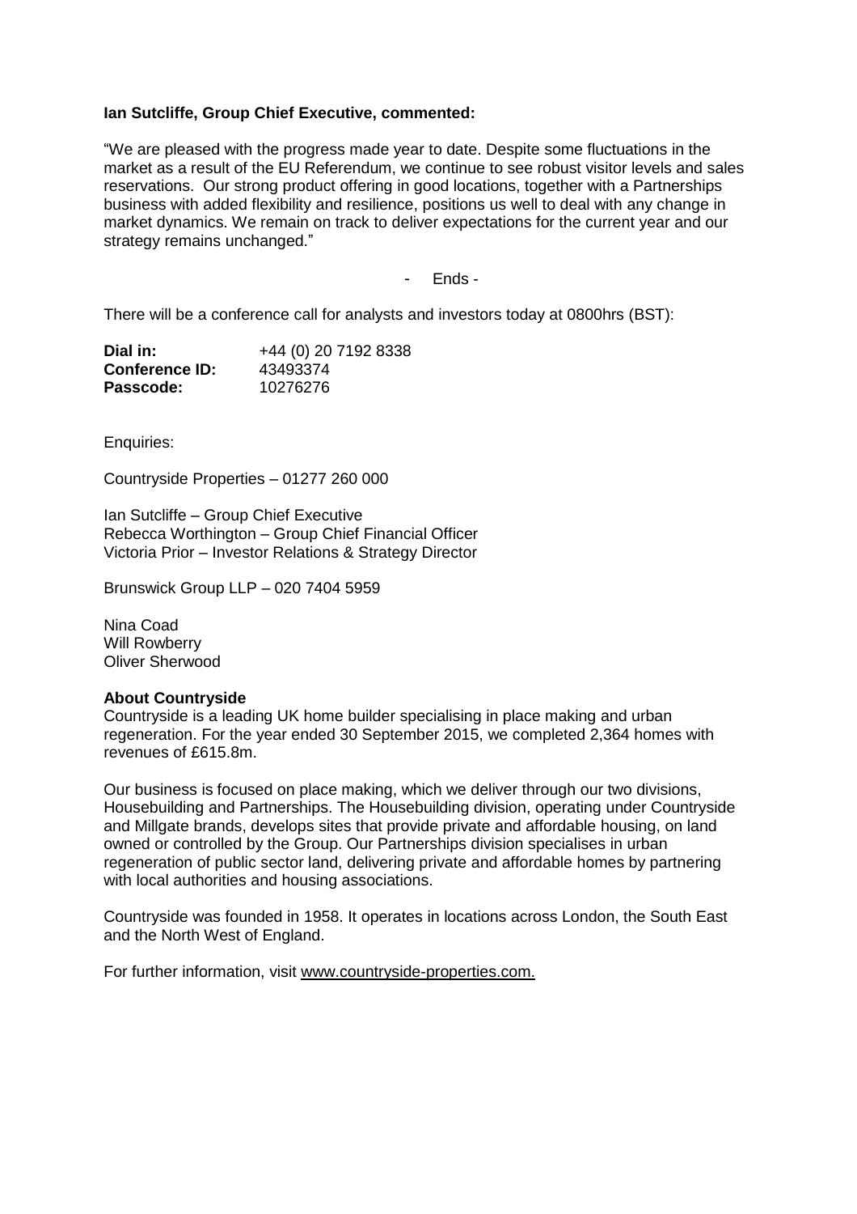**Ian Sutcliffe, Group Chief Executive, commented:**

"We are pleased with the progress made year to date. Despite some fluctuations in the market as a result of the EU Referendum, we continue to see robust visitor levels and sales reservations. Our strong product offering in good locations, together with a Partnerships business with added flexibility and resilience, positions us well to deal with any change in market dynamics. We remain on track to deliver expectations for the current year and our strategy remains unchanged."

\- Ends -

There will be a conference call for analysts and investors today at 0800hrs (BST):

| | |
|---|---|
| **Dial in:** | +44 (0) 20 7192 8338 |
| **Conference ID:** | 43493374 |
| **Passcode:** | 10276276 |

Enquiries:

Countryside Properties – 01277 260 000

Ian Sutcliffe – Group Chief Executive
Rebecca Worthington – Group Chief Financial Officer
Victoria Prior – Investor Relations & Strategy Director

Brunswick Group LLP – 020 7404 5959

Nina Coad
Will Rowberry
Oliver Sherwood

**About Countryside**

Countryside is a leading UK home builder specialising in place making and urban regeneration. For the year ended 30 September 2015, we completed 2,364 homes with revenues of £615.8m.

Our business is focused on place making, which we deliver through our two divisions, Housebuilding and Partnerships. The Housebuilding division, operating under Countryside and Millgate brands, develops sites that provide private and affordable housing, on land owned or controlled by the Group. Our Partnerships division specialises in urban regeneration of public sector land, delivering private and affordable homes by partnering with local authorities and housing associations.

Countryside was founded in 1958. It operates in locations across London, the South East and the North West of England.

For further information, visit www.countryside-properties.com.